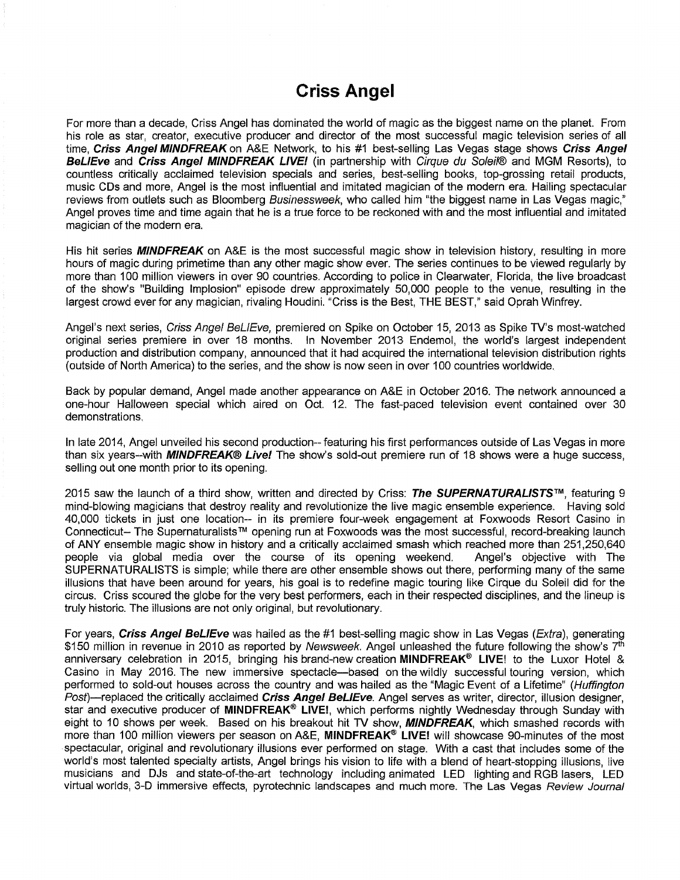# Criss Angel

For more than a decade, Criss Angel has dominated the world of magic as the biggest name on the planet. From his role as star, creator, executive producer and director of the most successful magic television series of all time, ***Criss Angel MINDFREAK*** on A&E Network, to his #1 best-selling Las Vegas stage shows ***Criss Angel BeLIEve*** and ***Criss Angel MINDFREAK LIVE!*** (in partnership with *Cirque du Soleil®* and MGM Resorts), to countless critically acclaimed television specials and series, best-selling books, top-grossing retail products, music CDs and more, Angel is the most influential and imitated magician of the modern era. Hailing spectacular reviews from outlets such as Bloomberg *Businessweek*, who called him "the biggest name in Las Vegas magic," Angel proves time and time again that he is a true force to be reckoned with and the most influential and imitated magician of the modern era.

His hit series ***MINDFREAK*** on A&E is the most successful magic show in television history, resulting in more hours of magic during primetime than any other magic show ever. The series continues to be viewed regularly by more than 100 million viewers in over 90 countries. According to police in Clearwater, Florida, the live broadcast of the show's "Building Implosion" episode drew approximately 50,000 people to the venue, resulting in the largest crowd ever for any magician, rivaling Houdini. "Criss is the Best, THE BEST," said Oprah Winfrey.

Angel's next series, *Criss Angel BeLIEve,* premiered on Spike on October 15, 2013 as Spike TV's most-watched original series premiere in over 18 months. In November 2013 Endemol, the world's largest independent production and distribution company, announced that it had acquired the international television distribution rights (outside of North America) to the series, and the show is now seen in over 100 countries worldwide.

Back by popular demand, Angel made another appearance on A&E in October 2016. The network announced a one-hour Halloween special which aired on Oct. 12. The fast-paced television event contained over 30 demonstrations.

In late 2014, Angel unveiled his second production-- featuring his first performances outside of Las Vegas in more than six years--with ***MINDFREAK® Live!*** The show's sold-out premiere run of 18 shows were a huge success, selling out one month prior to its opening.

2015 saw the launch of a third show, written and directed by Criss: ***The SUPERNATURALISTS™***, featuring 9 mind-blowing magicians that destroy reality and revolutionize the live magic ensemble experience. Having sold 40,000 tickets in just one location-- in its premiere four-week engagement at Foxwoods Resort Casino in Connecticut– The Supernaturalists™ opening run at Foxwoods was the most successful, record-breaking launch of ANY ensemble magic show in history and a critically acclaimed smash which reached more than 251,250,640 people via global media over the course of its opening weekend. Angel's objective with The SUPERNATURALISTS is simple; while there are other ensemble shows out there, performing many of the same illusions that have been around for years, his goal is to redefine magic touring like Cirque du Soleil did for the circus. Criss scoured the globe for the very best performers, each in their respected disciplines, and the lineup is truly historic. The illusions are not only original, but revolutionary.

For years, ***Criss Angel BeLIEve*** was hailed as the #1 best-selling magic show in Las Vegas (*Extra*), generating $150 million in revenue in 2010 as reported by *Newsweek*. Angel unleashed the future following the show's 7th anniversary celebration in 2015, bringing his brand-new creation **MINDFREAK® LIVE!** to the Luxor Hotel & Casino in May 2016. The new immersive spectacle—based on the wildly successful touring version, which performed to sold-out houses across the country and was hailed as the "Magic Event of a Lifetime" (*Huffington Post*)—replaced the critically acclaimed ***Criss Angel BeLIEve***. Angel serves as writer, director, illusion designer, star and executive producer of **MINDFREAK® LIVE!**, which performs nightly Wednesday through Sunday with eight to 10 shows per week. Based on his breakout hit TV show, ***MINDFREAK***, which smashed records with more than 100 million viewers per season on A&E, **MINDFREAK® LIVE!** will showcase 90-minutes of the most spectacular, original and revolutionary illusions ever performed on stage. With a cast that includes some of the world's most talented specialty artists, Angel brings his vision to life with a blend of heart-stopping illusions, live musicians and DJs and state-of-the-art technology including animated LED lighting and RGB lasers, LED virtual worlds, 3-D immersive effects, pyrotechnic landscapes and much more. The Las Vegas *Review Journal*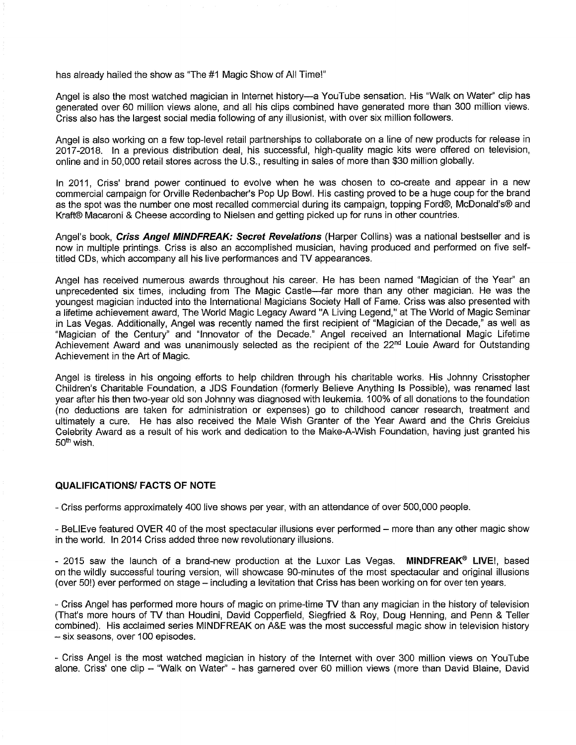has already hailed the show as "The #1 Magic Show of All Time!"

Angel is also the most watched magician in Internet history—a YouTube sensation. His "Walk on Water" clip has generated over 60 million views alone, and all his clips combined have generated more than 300 million views. Criss also has the largest social media following of any illusionist, with over six million followers.

Angel is also working on a few top-level retail partnerships to collaborate on a line of new products for release in 2017-2018. In a previous distribution deal, his successful, high-quality magic kits were offered on television, online and in 50,000 retail stores across the U.S., resulting in sales of more than $30 million globally.

In 2011, Criss' brand power continued to evolve when he was chosen to co-create and appear in a new commercial campaign for Orville Redenbacher's Pop Up Bowl. His casting proved to be a huge coup for the brand as the spot was the number one most recalled commercial during its campaign, topping Ford®, McDonald's® and Kraft® Macaroni & Cheese according to Nielsen and getting picked up for runs in other countries.

Angel's book, ***Criss Angel MINDFREAK: Secret Revelations*** (Harper Collins) was a national bestseller and is now in multiple printings. Criss is also an accomplished musician, having produced and performed on five self-titled CDs, which accompany all his live performances and TV appearances.

Angel has received numerous awards throughout his career. He has been named "Magician of the Year" an unprecedented six times, including from The Magic Castle—far more than any other magician. He was the youngest magician inducted into the International Magicians Society Hall of Fame. Criss was also presented with a lifetime achievement award, The World Magic Legacy Award "A Living Legend," at The World of Magic Seminar in Las Vegas. Additionally, Angel was recently named the first recipient of "Magician of the Decade," as well as "Magician of the Century" and "Innovator of the Decade." Angel received an International Magic Lifetime Achievement Award and was unanimously selected as the recipient of the 22nd Louie Award for Outstanding Achievement in the Art of Magic.

Angel is tireless in his ongoing efforts to help children through his charitable works. His Johnny Crisstopher Children's Charitable Foundation, a JDS Foundation (formerly Believe Anything Is Possible), was renamed last year after his then two-year old son Johnny was diagnosed with leukemia. 100% of all donations to the foundation (no deductions are taken for administration or expenses) go to childhood cancer research, treatment and ultimately a cure. He has also received the Male Wish Granter of the Year Award and the Chris Greicius Celebrity Award as a result of his work and dedication to the Make-A-Wish Foundation, having just granted his 50th wish.

## QUALIFICATIONS/ FACTS OF NOTE

- Criss performs approximately 400 live shows per year, with an attendance of over 500,000 people.

- BeLIEve featured OVER 40 of the most spectacular illusions ever performed – more than any other magic show in the world. In 2014 Criss added three new revolutionary illusions.

- 2015 saw the launch of a brand-new production at the Luxor Las Vegas. **MINDFREAK® LIVE!**, based on the wildly successful touring version, will showcase 90-minutes of the most spectacular and original illusions (over 50!) ever performed on stage – including a levitation that Criss has been working on for over ten years.

- Criss Angel has performed more hours of magic on prime-time TV than any magician in the history of television (That's more hours of TV than Houdini, David Copperfield, Siegfried & Roy, Doug Henning, and Penn & Teller combined). His acclaimed series MINDFREAK on A&E was the most successful magic show in television history – six seasons, over 100 episodes.

- Criss Angel is the most watched magician in history of the Internet with over 300 million views on YouTube alone. Criss' one clip – "Walk on Water" - has garnered over 60 million views (more than David Blaine, David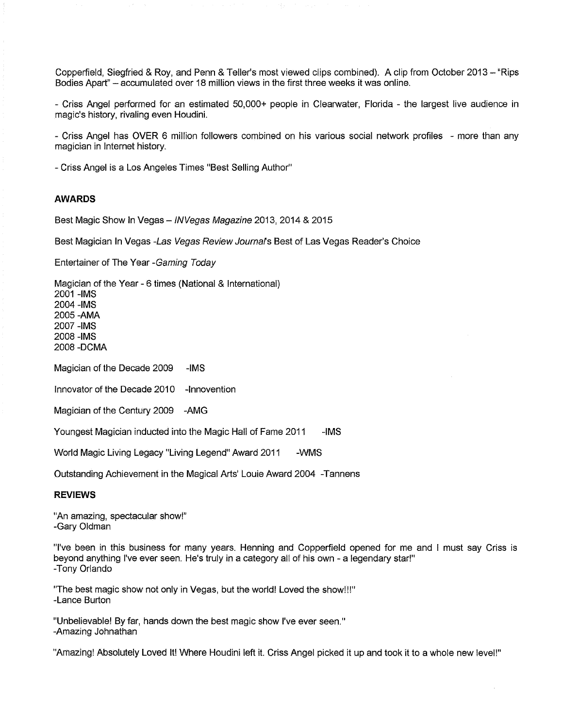Copperfield, Siegfried & Roy, and Penn & Teller's most viewed clips combined). A clip from October 2013 – "Rips Bodies Apart" – accumulated over 18 million views in the first three weeks it was online.

- Criss Angel performed for an estimated 50,000+ people in Clearwater, Florida - the largest live audience in magic's history, rivaling even Houdini.

- Criss Angel has OVER 6 million followers combined on his various social network profiles - more than any magician in Internet history.

- Criss Angel is a Los Angeles Times "Best Selling Author"

## AWARDS

Best Magic Show In Vegas – *INVegas Magazine* 2013, 2014 & 2015

Best Magician In Vegas -*Las Vegas Review Journal*'s Best of Las Vegas Reader's Choice

Entertainer of The Year -*Gaming Today*

Magician of the Year - 6 times (National & International)
2001 -IMS
2004 -IMS
2005 -AMA
2007 -IMS
2008 -IMS
2008 -DCMA

Magician of the Decade 2009 -IMS

Innovator of the Decade 2010 -Innovention

Magician of the Century 2009 -AMG

Youngest Magician inducted into the Magic Hall of Fame 2011 -IMS

World Magic Living Legacy "Living Legend" Award 2011 -WMS

Outstanding Achievement in the Magical Arts' Louie Award 2004 -Tannens

## REVIEWS

"An amazing, spectacular show!"
-Gary Oldman

"I've been in this business for many years. Henning and Copperfield opened for me and I must say Criss is beyond anything I've ever seen. He's truly in a category all of his own - a legendary star!"
-Tony Orlando

"The best magic show not only in Vegas, but the world! Loved the show!!!"
-Lance Burton

"Unbelievable! By far, hands down the best magic show I've ever seen."
-Amazing Johnathan

"Amazing! Absolutely Loved It! Where Houdini left it. Criss Angel picked it up and took it to a whole new level!"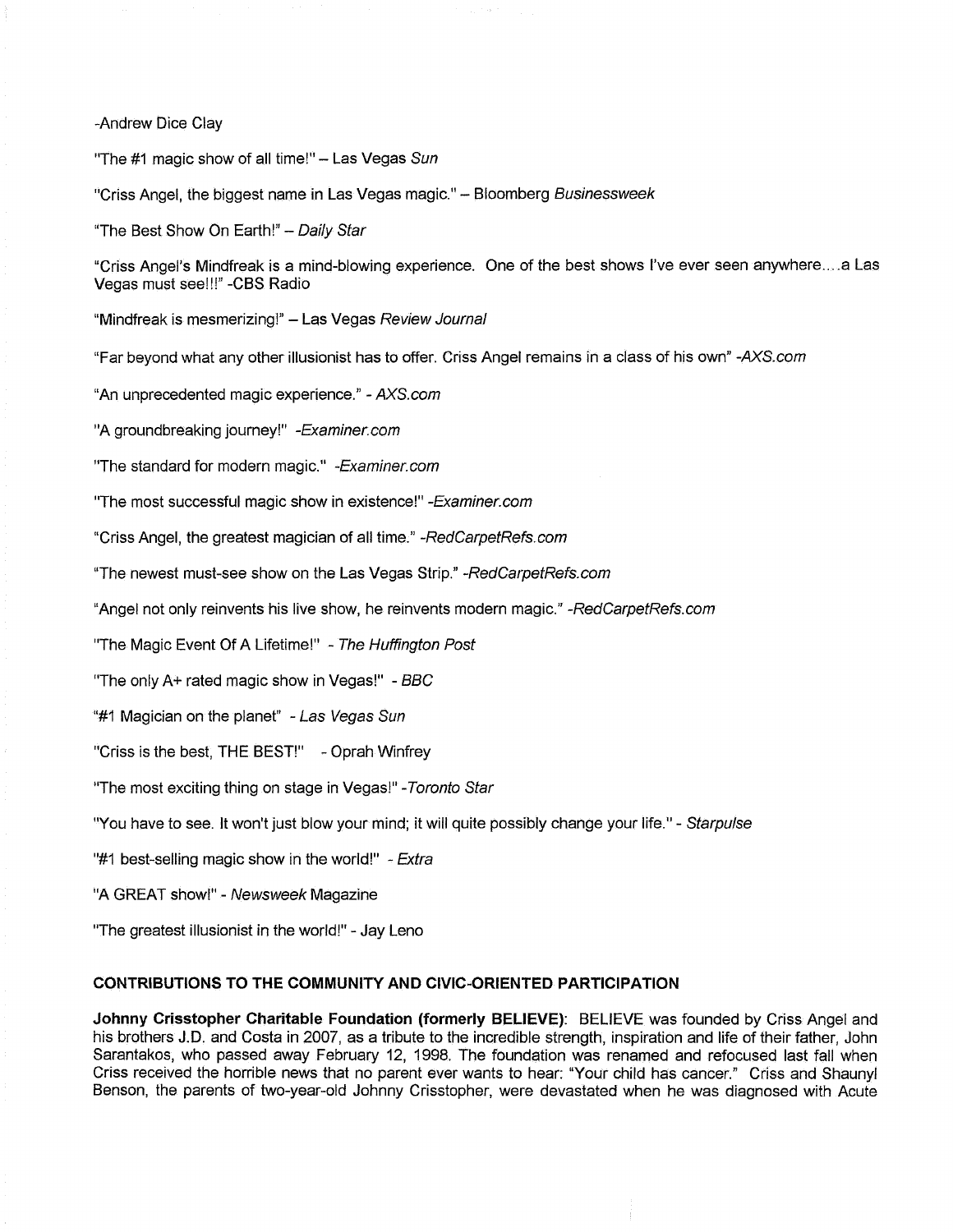-Andrew Dice Clay

"The #1 magic show of all time!" – Las Vegas *Sun*

"Criss Angel, the biggest name in Las Vegas magic." – Bloomberg *Businessweek*

"The Best Show On Earth!" – *Daily Star*

"Criss Angel's Mindfreak is a mind-blowing experience. One of the best shows I've ever seen anywhere....a Las Vegas must see!!!" -CBS Radio

"Mindfreak is mesmerizing!" – Las Vegas *Review Journal*

"Far beyond what any other illusionist has to offer. Criss Angel remains in a class of his own" -*AXS.com*

"An unprecedented magic experience." - *AXS.com*

"A groundbreaking journey!" -*Examiner.com*

"The standard for modern magic." -*Examiner.com*

"The most successful magic show in existence!" -*Examiner.com*

"Criss Angel, the greatest magician of all time." -*RedCarpetRefs.com*

"The newest must-see show on the Las Vegas Strip." -*RedCarpetRefs.com*

"Angel not only reinvents his live show, he reinvents modern magic." -*RedCarpetRefs.com*

"The Magic Event Of A Lifetime!" - *The Huffington Post*

"The only A+ rated magic show in Vegas!" - *BBC*

"#1 Magician on the planet" - *Las Vegas Sun*

"Criss is the best, THE BEST!" - Oprah Winfrey

"The most exciting thing on stage in Vegas!" -*Toronto Star*

"You have to see. It won't just blow your mind; it will quite possibly change your life." - *Starpulse*

"#1 best-selling magic show in the world!" - *Extra*

"A GREAT show!" - *Newsweek* Magazine

"The greatest illusionist in the world!" - Jay Leno

## CONTRIBUTIONS TO THE COMMUNITY AND CIVIC-ORIENTED PARTICIPATION

**Johnny Crisstopher Charitable Foundation (formerly BELIEVE)**: BELIEVE was founded by Criss Angel and his brothers J.D. and Costa in 2007, as a tribute to the incredible strength, inspiration and life of their father, John Sarantakos, who passed away February 12, 1998. The foundation was renamed and refocused last fall when Criss received the horrible news that no parent ever wants to hear: "Your child has cancer." Criss and Shaunyl Benson, the parents of two-year-old Johnny Crisstopher, were devastated when he was diagnosed with Acute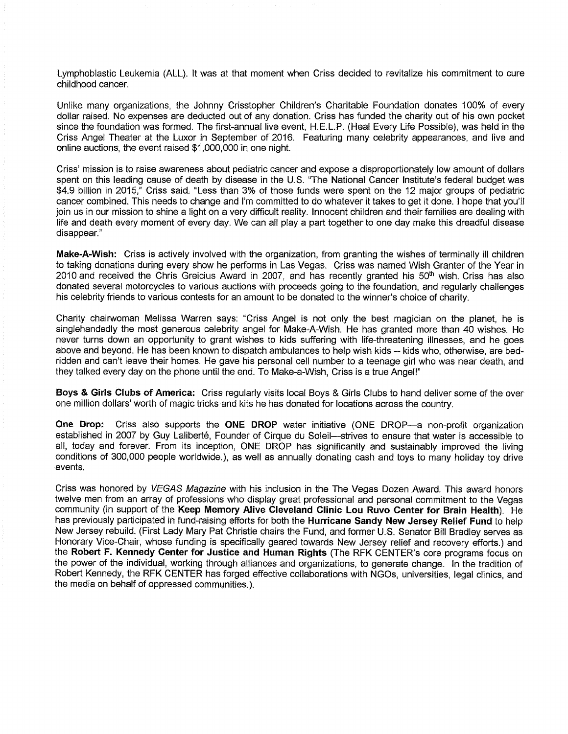Lymphoblastic Leukemia (ALL). It was at that moment when Criss decided to revitalize his commitment to cure childhood cancer.

Unlike many organizations, the Johnny Crisstopher Children's Charitable Foundation donates 100% of every dollar raised. No expenses are deducted out of any donation. Criss has funded the charity out of his own pocket since the foundation was formed. The first-annual live event, H.E.L.P. (Heal Every Life Possible), was held in the Criss Angel Theater at the Luxor in September of 2016. Featuring many celebrity appearances, and live and online auctions, the event raised $1,000,000 in one night.

Criss' mission is to raise awareness about pediatric cancer and expose a disproportionately low amount of dollars spent on this leading cause of death by disease in the U.S. "The National Cancer Institute's federal budget was $4.9 billion in 2015," Criss said. "Less than 3% of those funds were spent on the 12 major groups of pediatric cancer combined. This needs to change and I'm committed to do whatever it takes to get it done. I hope that you'll join us in our mission to shine a light on a very difficult reality. Innocent children and their families are dealing with life and death every moment of every day. We can all play a part together to one day make this dreadful disease disappear."

**Make-A-Wish:** Criss is actively involved with the organization, from granting the wishes of terminally ill children to taking donations during every show he performs in Las Vegas. Criss was named Wish Granter of the Year in 2010 and received the Chris Greicius Award in 2007, and has recently granted his 50th wish. Criss has also donated several motorcycles to various auctions with proceeds going to the foundation, and regularly challenges his celebrity friends to various contests for an amount to be donated to the winner's choice of charity.

Charity chairwoman Melissa Warren says: "Criss Angel is not only the best magician on the planet, he is singlehandedly the most generous celebrity angel for Make-A-Wish. He has granted more than 40 wishes. He never turns down an opportunity to grant wishes to kids suffering with life-threatening illnesses, and he goes above and beyond. He has been known to dispatch ambulances to help wish kids -- kids who, otherwise, are bed-ridden and can't leave their homes. He gave his personal cell number to a teenage girl who was near death, and they talked every day on the phone until the end. To Make-a-Wish, Criss is a true Angel!"

**Boys & Girls Clubs of America:** Criss regularly visits local Boys & Girls Clubs to hand deliver some of the over one million dollars' worth of magic tricks and kits he has donated for locations across the country.

**One Drop:** Criss also supports the **ONE DROP** water initiative (ONE DROP—a non-profit organization established in 2007 by Guy Laliberté, Founder of Cirque du Soleil—strives to ensure that water is accessible to all, today and forever. From its inception, ONE DROP has significantly and sustainably improved the living conditions of 300,000 people worldwide.), as well as annually donating cash and toys to many holiday toy drive events.

Criss was honored by *VEGAS Magazine* with his inclusion in the The Vegas Dozen Award. This award honors twelve men from an array of professions who display great professional and personal commitment to the Vegas community (in support of the **Keep Memory Alive Cleveland Clinic Lou Ruvo Center for Brain Health**). He has previously participated in fund-raising efforts for both the **Hurricane Sandy New Jersey Relief Fund** to help New Jersey rebuild. (First Lady Mary Pat Christie chairs the Fund, and former U.S. Senator Bill Bradley serves as Honorary Vice-Chair, whose funding is specifically geared towards New Jersey relief and recovery efforts.) and the **Robert F. Kennedy Center for Justice and Human Rights** (The RFK CENTER's core programs focus on the power of the individual, working through alliances and organizations, to generate change. In the tradition of Robert Kennedy, the RFK CENTER has forged effective collaborations with NGOs, universities, legal clinics, and the media on behalf of oppressed communities.).